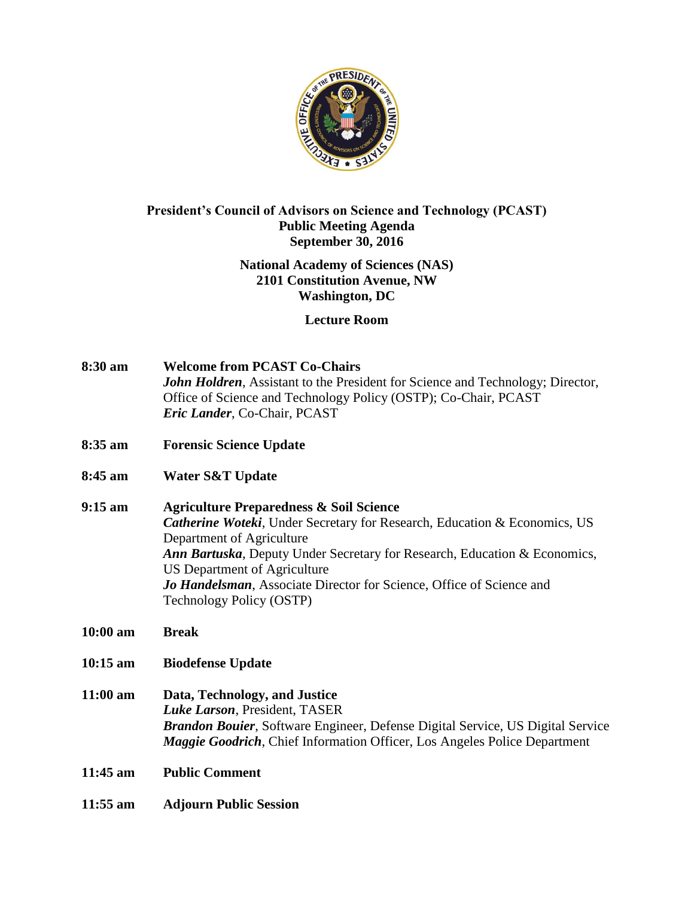**President's Council of Advisors on Science and Technology (PCAST)**
**Public Meeting Agenda**
**September 30, 2016**

**National Academy of Sciences (NAS)**
**2101 Constitution Avenue, NW**
**Washington, DC**

**Lecture Room**

**8:30 am** **Welcome from PCAST Co-Chairs**
***John Holdren***, Assistant to the President for Science and Technology; Director, Office of Science and Technology Policy (OSTP); Co-Chair, PCAST
***Eric Lander***, Co-Chair, PCAST

**8:35 am** **Forensic Science Update**

**8:45 am** **Water S&T Update**

**9:15 am** **Agriculture Preparedness & Soil Science**
***Catherine Woteki***, Under Secretary for Research, Education & Economics, US Department of Agriculture
***Ann Bartuska***, Deputy Under Secretary for Research, Education & Economics, US Department of Agriculture
***Jo Handelsman***, Associate Director for Science, Office of Science and Technology Policy (OSTP)

**10:00 am** **Break**

**10:15 am** **Biodefense Update**

**11:00 am** **Data, Technology, and Justice**
***Luke Larson***, President, TASER
***Brandon Bouier***, Software Engineer, Defense Digital Service, US Digital Service
***Maggie Goodrich***, Chief Information Officer, Los Angeles Police Department

**11:45 am** **Public Comment**

**11:55 am** **Adjourn Public Session**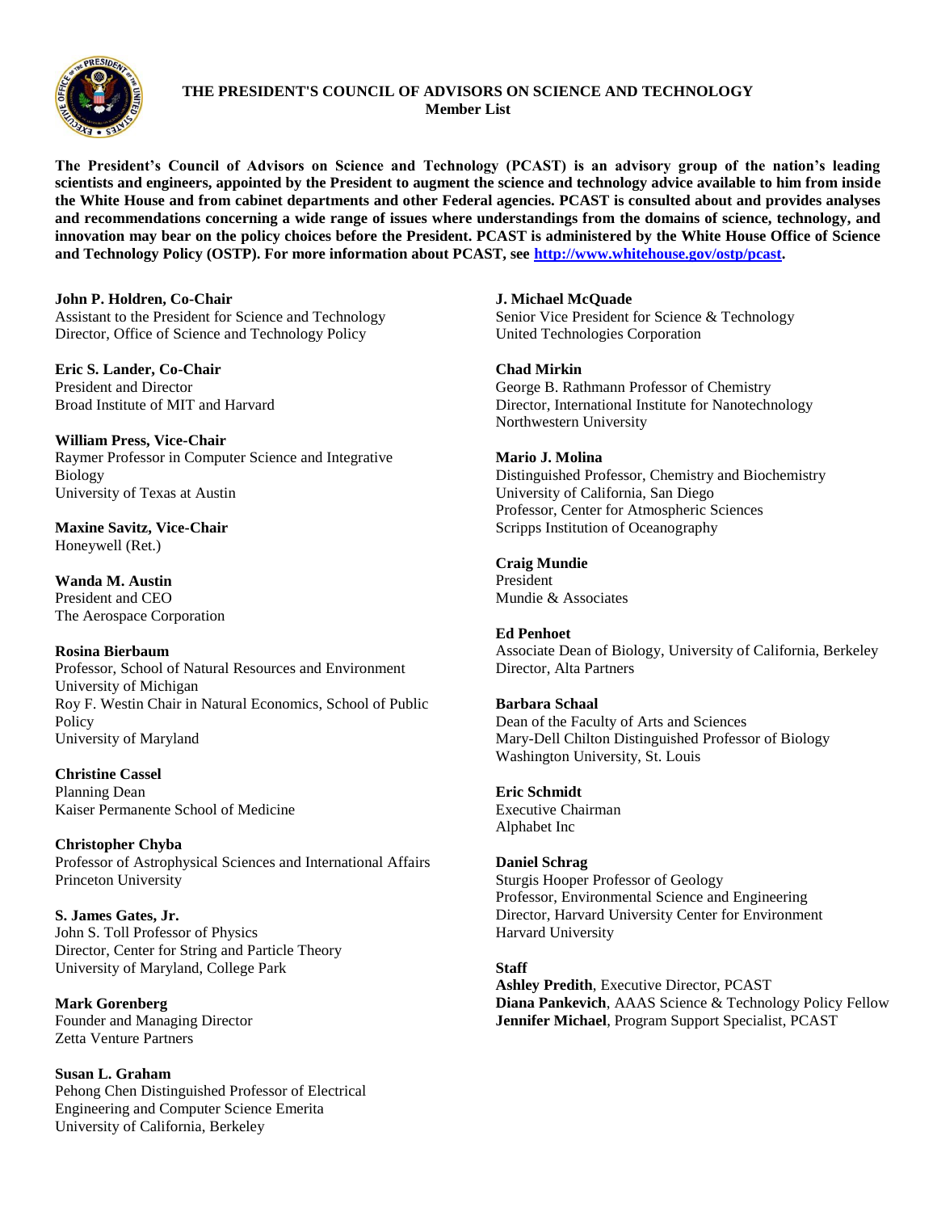**THE PRESIDENT'S COUNCIL OF ADVISORS ON SCIENCE AND TECHNOLOGY**
**Member List**

**The President's Council of Advisors on Science and Technology (PCAST) is an advisory group of the nation's leading scientists and engineers, appointed by the President to augment the science and technology advice available to him from inside the White House and from cabinet departments and other Federal agencies. PCAST is consulted about and provides analyses and recommendations concerning a wide range of issues where understandings from the domains of science, technology, and innovation may bear on the policy choices before the President. PCAST is administered by the White House Office of Science and Technology Policy (OSTP). For more information about PCAST, see [http://www.whitehouse.gov/ostp/pcast](http://www.whitehouse.gov/ostp/pcast).**

**John P. Holdren, Co-Chair**
Assistant to the President for Science and Technology
Director, Office of Science and Technology Policy

**Eric S. Lander, Co-Chair**
President and Director
Broad Institute of MIT and Harvard

**William Press, Vice-Chair**
Raymer Professor in Computer Science and Integrative Biology
University of Texas at Austin

**Maxine Savitz, Vice-Chair**
Honeywell (Ret.)

**Wanda M. Austin**
President and CEO
The Aerospace Corporation

**Rosina Bierbaum**
Professor, School of Natural Resources and Environment
University of Michigan
Roy F. Westin Chair in Natural Economics, School of Public Policy
University of Maryland

**Christine Cassel**
Planning Dean
Kaiser Permanente School of Medicine

**Christopher Chyba**
Professor of Astrophysical Sciences and International Affairs
Princeton University

**S. James Gates, Jr.**
John S. Toll Professor of Physics
Director, Center for String and Particle Theory
University of Maryland, College Park

**Mark Gorenberg**
Founder and Managing Director
Zetta Venture Partners

**Susan L. Graham**
Pehong Chen Distinguished Professor of Electrical Engineering and Computer Science Emerita
University of California, Berkeley

**J. Michael McQuade**
Senior Vice President for Science & Technology
United Technologies Corporation

**Chad Mirkin**
George B. Rathmann Professor of Chemistry
Director, International Institute for Nanotechnology
Northwestern University

**Mario J. Molina**
Distinguished Professor, Chemistry and Biochemistry
University of California, San Diego
Professor, Center for Atmospheric Sciences
Scripps Institution of Oceanography

**Craig Mundie**
President
Mundie & Associates

**Ed Penhoet**
Associate Dean of Biology, University of California, Berkeley
Director, Alta Partners

**Barbara Schaal**
Dean of the Faculty of Arts and Sciences
Mary-Dell Chilton Distinguished Professor of Biology
Washington University, St. Louis

**Eric Schmidt**
Executive Chairman
Alphabet Inc

**Daniel Schrag**
Sturgis Hooper Professor of Geology
Professor, Environmental Science and Engineering
Director, Harvard University Center for Environment
Harvard University

**Staff**
**Ashley Predith**, Executive Director, PCAST
**Diana Pankevich**, AAAS Science & Technology Policy Fellow
**Jennifer Michael**, Program Support Specialist, PCAST